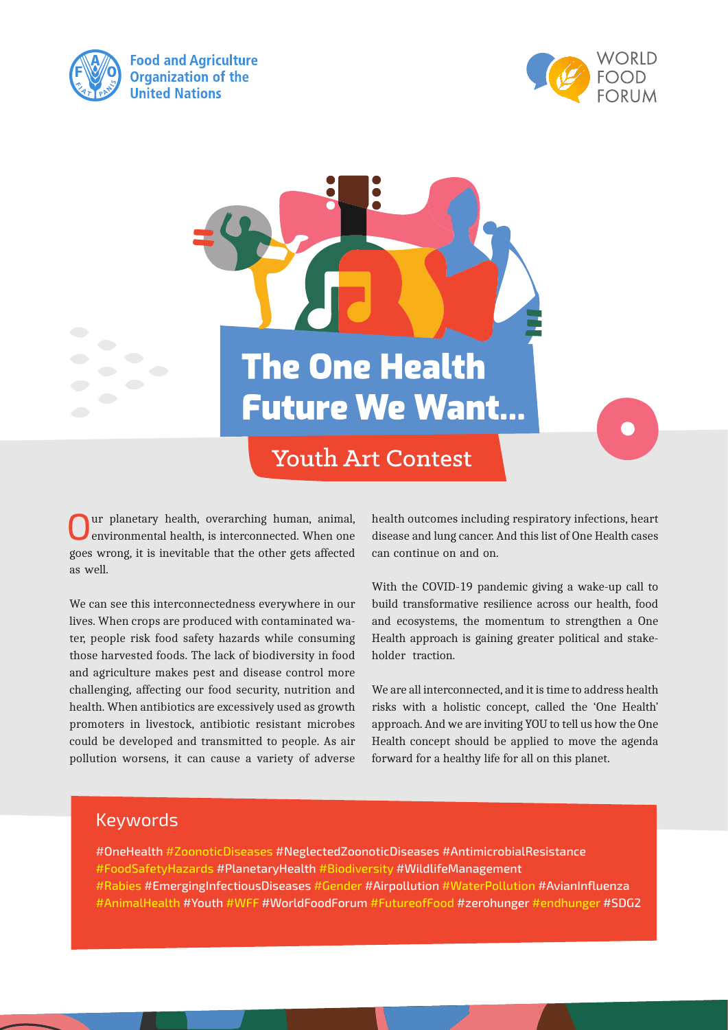Food and Agriculture Organization of the United Nations

WORLD FOOD FORUM

# The One Health Future We Want...

## Youth Art Contest

Our planetary health, overarching human, animal, environmental health, is interconnected. When one goes wrong, it is inevitable that the other gets affected as well.

We can see this interconnectedness everywhere in our lives. When crops are produced with contaminated water, people risk food safety hazards while consuming those harvested foods. The lack of biodiversity in food and agriculture makes pest and disease control more challenging, affecting our food security, nutrition and health. When antibiotics are excessively used as growth promoters in livestock, antibiotic resistant microbes could be developed and transmitted to people. As air pollution worsens, it can cause a variety of adverse health outcomes including respiratory infections, heart disease and lung cancer. And this list of One Health cases can continue on and on.

With the COVID-19 pandemic giving a wake-up call to build transformative resilience across our health, food and ecosystems, the momentum to strengthen a One Health approach is gaining greater political and stakeholder traction.

We are all interconnected, and it is time to address health risks with a holistic concept, called the 'One Health' approach. And we are inviting YOU to tell us how the One Health concept should be applied to move the agenda forward for a healthy life for all on this planet.

### Keywords

#OneHealth #ZoonoticDiseases #NeglectedZoonoticDiseases #AntimicrobialResistance #FoodSafetyHazards #PlanetaryHealth #Biodiversity #WildlifeManagement #Rabies #EmergingInfectiousDiseases #Gender #Airpollution #WaterPollution #AvianInfluenza #AnimalHealth #Youth #WFF #WorldFoodForum #FutureofFood #zerohunger #endhunger #SDG2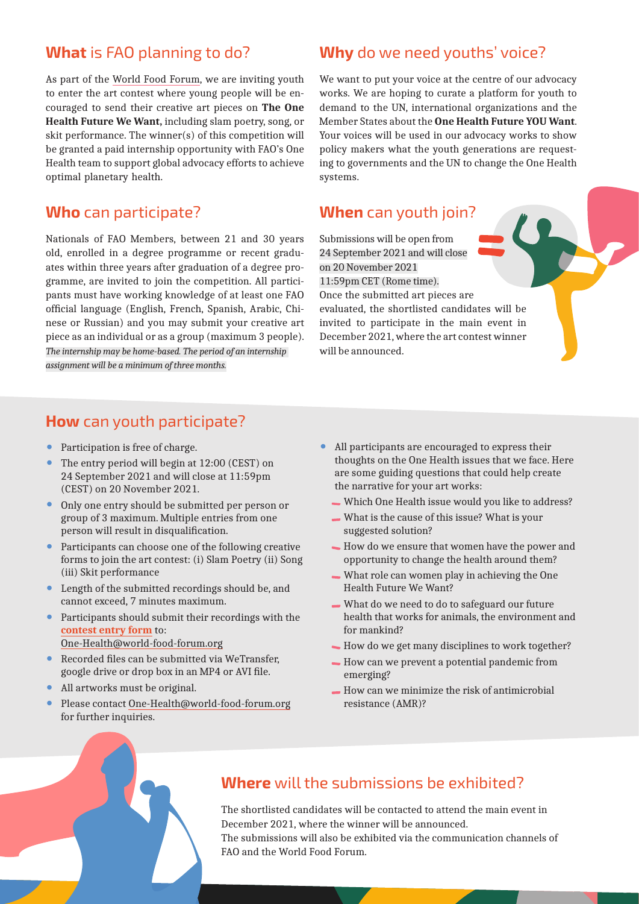## **What** is FAO planning to do?

As part of the World Food Forum, we are inviting youth to enter the art contest where young people will be encouraged to send their creative art pieces on **The One Health Future We Want,** including slam poetry, song, or skit performance. The winner(s) of this competition will be granted a paid internship opportunity with FAO's One Health team to support global advocacy efforts to achieve optimal planetary health.

## **Who** can participate?

Nationals of FAO Members, between 21 and 30 years old, enrolled in a degree programme or recent graduates within three years after graduation of a degree programme, are invited to join the competition. All participants must have working knowledge of at least one FAO official language (English, French, Spanish, Arabic, Chinese or Russian) and you may submit your creative art piece as an individual or as a group (maximum 3 people).

*The internship may be home-based. The period of an internship assignment will be a minimum of three months.*

## **Why** do we need youths' voice?

We want to put your voice at the centre of our advocacy works. We are hoping to curate a platform for youth to demand to the UN, international organizations and the Member States about the **One Health Future YOU Want**. Your voices will be used in our advocacy works to show policy makers what the youth generations are requesting to governments and the UN to change the One Health systems.

## **When** can youth join?

Submissions will be open from 24 September 2021 and will close on 20 November 2021 11:59pm CET (Rome time).

Once the submitted art pieces are evaluated, the shortlisted candidates will be invited to participate in the main event in December 2021, where the art contest winner will be announced.

## **How** can youth participate?

- Participation is free of charge.
- The entry period will begin at 12:00 (CEST) on 24 September 2021 and will close at 11:59pm (CEST) on 20 November 2021.
- Only one entry should be submitted per person or group of 3 maximum. Multiple entries from one person will result in disqualification.
- Participants can choose one of the following creative forms to join the art contest: (i) Slam Poetry (ii) Song (iii) Skit performance
- Length of the submitted recordings should be, and cannot exceed, 7 minutes maximum.
- Participants should submit their recordings with the **contest entry form** to: One-Health@world-food-forum.org
- Recorded files can be submitted via WeTransfer, google drive or drop box in an MP4 or AVI file.
- All artworks must be original.
- Please contact One-Health@world-food-forum.org for further inquiries.
- All participants are encouraged to express their thoughts on the One Health issues that we face. Here are some guiding questions that could help create the narrative for your art works:
  - Which One Health issue would you like to address?
  - What is the cause of this issue? What is your suggested solution?
  - How do we ensure that women have the power and opportunity to change the health around them?
  - What role can women play in achieving the One Health Future We Want?
  - What do we need to do to safeguard our future health that works for animals, the environment and for mankind?
  - How do we get many disciplines to work together?
  - How can we prevent a potential pandemic from emerging?
  - How can we minimize the risk of antimicrobial resistance (AMR)?

## **Where** will the submissions be exhibited?

The shortlisted candidates will be contacted to attend the main event in December 2021, where the winner will be announced.

The submissions will also be exhibited via the communication channels of FAO and the World Food Forum.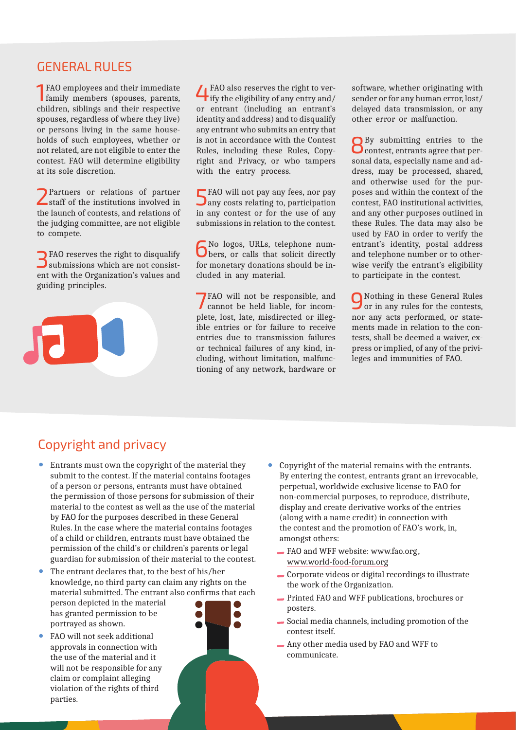## GENERAL RULES

1. FAO employees and their immediate family members (spouses, parents, children, siblings and their respective spouses, regardless of where they live) or persons living in the same households of such employees, whether or not related, are not eligible to enter the contest. FAO will determine eligibility at its sole discretion.

2. Partners or relations of partner staff of the institutions involved in the launch of contests, and relations of the judging committee, are not eligible to compete.

3. FAO reserves the right to disqualify submissions which are not consistent with the Organization's values and guiding principles.

4. FAO also reserves the right to verify the eligibility of any entry and/or entrant (including an entrant's identity and address) and to disqualify any entrant who submits an entry that is not in accordance with the Contest Rules, including these Rules, Copyright and Privacy, or who tampers with the entry process.

5. FAO will not pay any fees, nor pay any costs relating to, participation in any contest or for the use of any submissions in relation to the contest.

6. No logos, URLs, telephone numbers, or calls that solicit directly for monetary donations should be included in any material.

7. FAO will not be responsible, and cannot be held liable, for incomplete, lost, late, misdirected or illegible entries or for failure to receive entries due to transmission failures or technical failures of any kind, including, without limitation, malfunctioning of any network, hardware or software, whether originating with sender or for any human error, lost/delayed data transmission, or any other error or malfunction.

8. By submitting entries to the contest, entrants agree that personal data, especially name and address, may be processed, shared, and otherwise used for the purposes and within the context of the contest, FAO institutional activities, and any other purposes outlined in these Rules. The data may also be used by FAO in order to verify the entrant's identity, postal address and telephone number or to otherwise verify the entrant's eligibility to participate in the contest.

9. Nothing in these General Rules or in any rules for the contests, nor any acts performed, or statements made in relation to the contests, shall be deemed a waiver, express or implied, of any of the privileges and immunities of FAO.

## Copyright and privacy

- Entrants must own the copyright of the material they submit to the contest. If the material contains footages of a person or persons, entrants must have obtained the permission of those persons for submission of their material to the contest as well as the use of the material by FAO for the purposes described in these General Rules. In the case where the material contains footages of a child or children, entrants must have obtained the permission of the child's or children's parents or legal guardian for submission of their material to the contest.
- The entrant declares that, to the best of his/her knowledge, no third party can claim any rights on the material submitted. The entrant also confirms that each person depicted in the material has granted permission to be portrayed as shown.
- FAO will not seek additional approvals in connection with the use of the material and it will not be responsible for any claim or complaint alleging violation of the rights of third parties.
- Copyright of the material remains with the entrants. By entering the contest, entrants grant an irrevocable, perpetual, worldwide exclusive license to FAO for non-commercial purposes, to reproduce, distribute, display and create derivative works of the entries (along with a name credit) in connection with the contest and the promotion of FAO's work, in, amongst others:
  - FAO and WFF website: www.fao.org, www.world-food-forum.org
  - Corporate videos or digital recordings to illustrate the work of the Organization.
  - Printed FAO and WFF publications, brochures or posters.
  - Social media channels, including promotion of the contest itself.
  - Any other media used by FAO and WFF to communicate.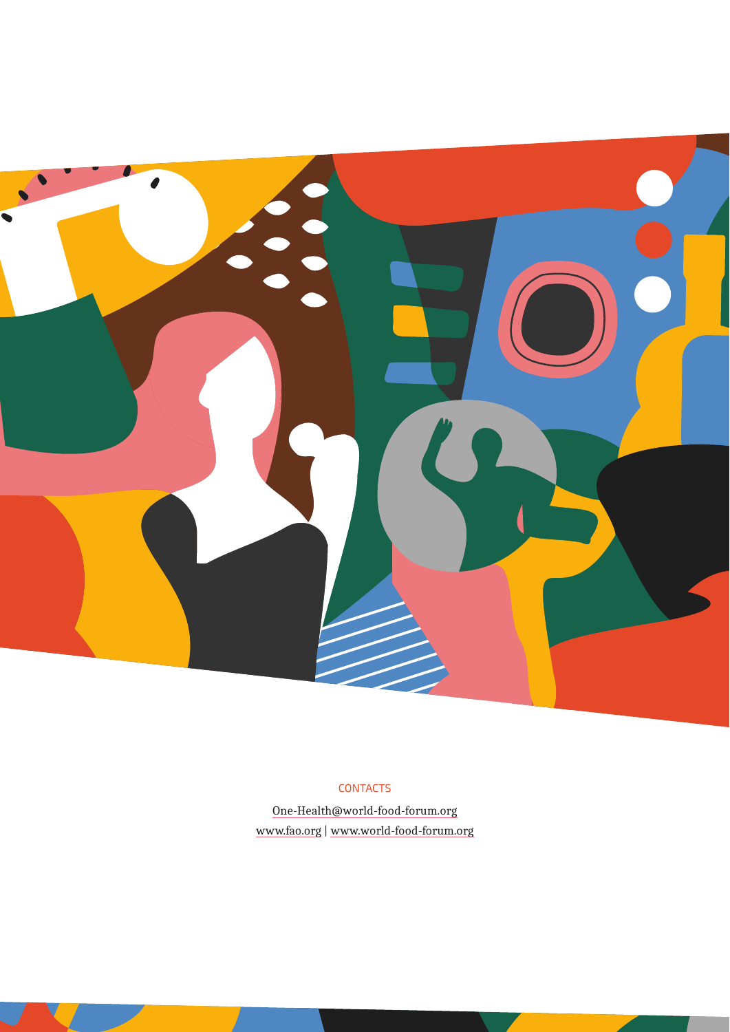CONTACTS

One-Health@world-food-forum.org
www.fao.org | www.world-food-forum.org